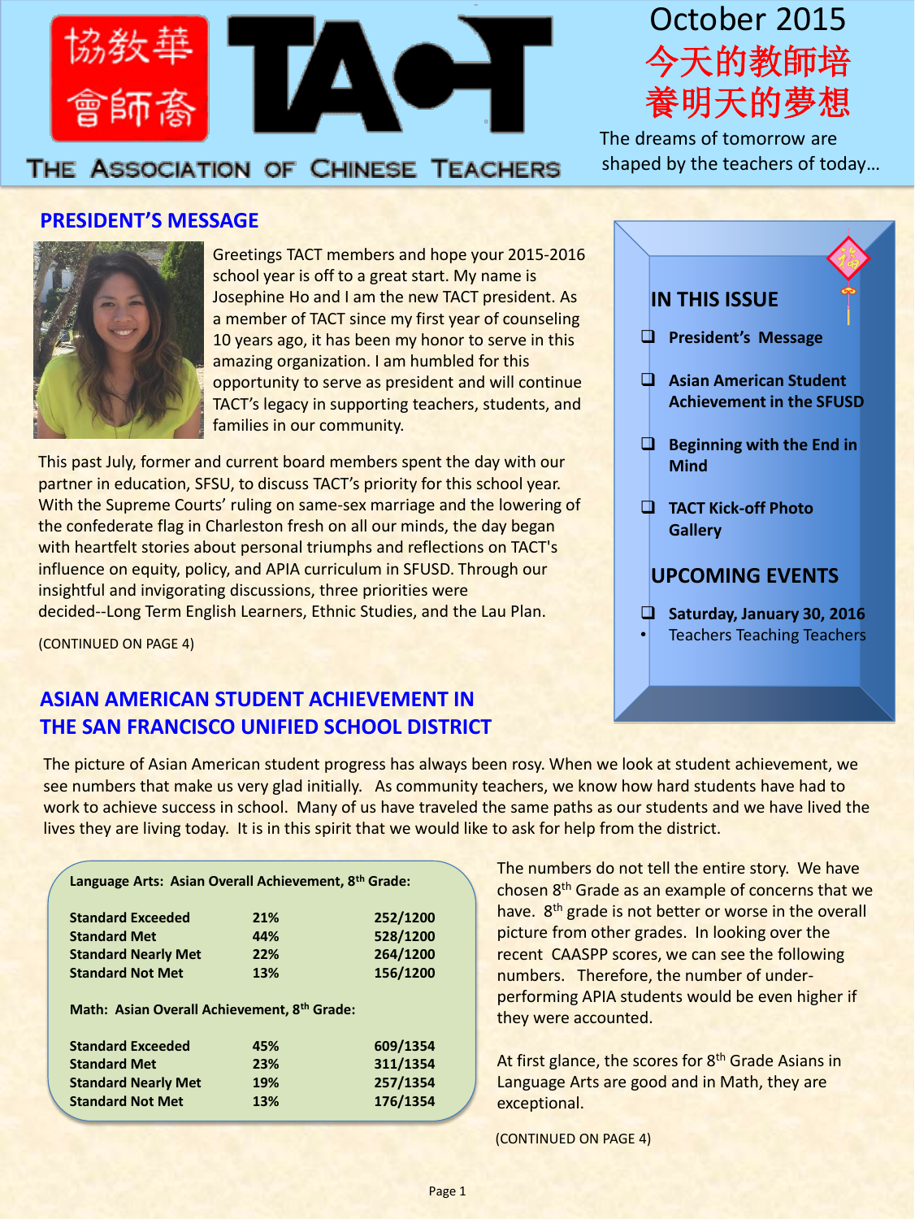# 協教華會師裔 TACT

## THE ASSOCIATION OF CHINESE TEACHERS

October 2015

今天的教師培養明天的夢想

The dreams of tomorrow are shaped by the teachers of today…

## PRESIDENT'S MESSAGE

Greetings TACT members and hope your 2015-2016 school year is off to a great start. My name is Josephine Ho and I am the new TACT president. As a member of TACT since my first year of counseling 10 years ago, it has been my honor to serve in this amazing organization. I am humbled for this opportunity to serve as president and will continue TACT's legacy in supporting teachers, students, and families in our community.

This past July, former and current board members spent the day with our partner in education, SFSU, to discuss TACT's priority for this school year. With the Supreme Courts' ruling on same-sex marriage and the lowering of the confederate flag in Charleston fresh on all our minds, the day began with heartfelt stories about personal triumphs and reflections on TACT's influence on equity, policy, and APIA curriculum in SFUSD. Through our insightful and invigorating discussions, three priorities were decided--Long Term English Learners, Ethnic Studies, and the Lau Plan.

(CONTINUED ON PAGE 4)

### IN THIS ISSUE

- President's Message
- Asian American Student Achievement in the SFUSD
- Beginning with the End in Mind
- TACT Kick-off Photo Gallery

### UPCOMING EVENTS

- **Saturday, January 30, 2016**
  - Teachers Teaching Teachers

## ASIAN AMERICAN STUDENT ACHIEVEMENT IN THE SAN FRANCISCO UNIFIED SCHOOL DISTRICT

The picture of Asian American student progress has always been rosy. When we look at student achievement, we see numbers that make us very glad initially. As community teachers, we know how hard students have had to work to achieve success in school. Many of us have traveled the same paths as our students and we have lived the lives they are living today. It is in this spirit that we would like to ask for help from the district.

**Language Arts: Asian Overall Achievement, 8th Grade:**

| | | |
|---|---|---|
| Standard Exceeded | 21% | 252/1200 |
| Standard Met | 44% | 528/1200 |
| Standard Nearly Met | 22% | 264/1200 |
| Standard Not Met | 13% | 156/1200 |

**Math: Asian Overall Achievement, 8th Grade:**

| | | |
|---|---|---|
| Standard Exceeded | 45% | 609/1354 |
| Standard Met | 23% | 311/1354 |
| Standard Nearly Met | 19% | 257/1354 |
| Standard Not Met | 13% | 176/1354 |

The numbers do not tell the entire story. We have chosen 8th Grade as an example of concerns that we have. 8th grade is not better or worse in the overall picture from other grades. In looking over the recent CAASPP scores, we can see the following numbers. Therefore, the number of under-performing APIA students would be even higher if they were accounted.

At first glance, the scores for 8th Grade Asians in Language Arts are good and in Math, they are exceptional.

(CONTINUED ON PAGE 4)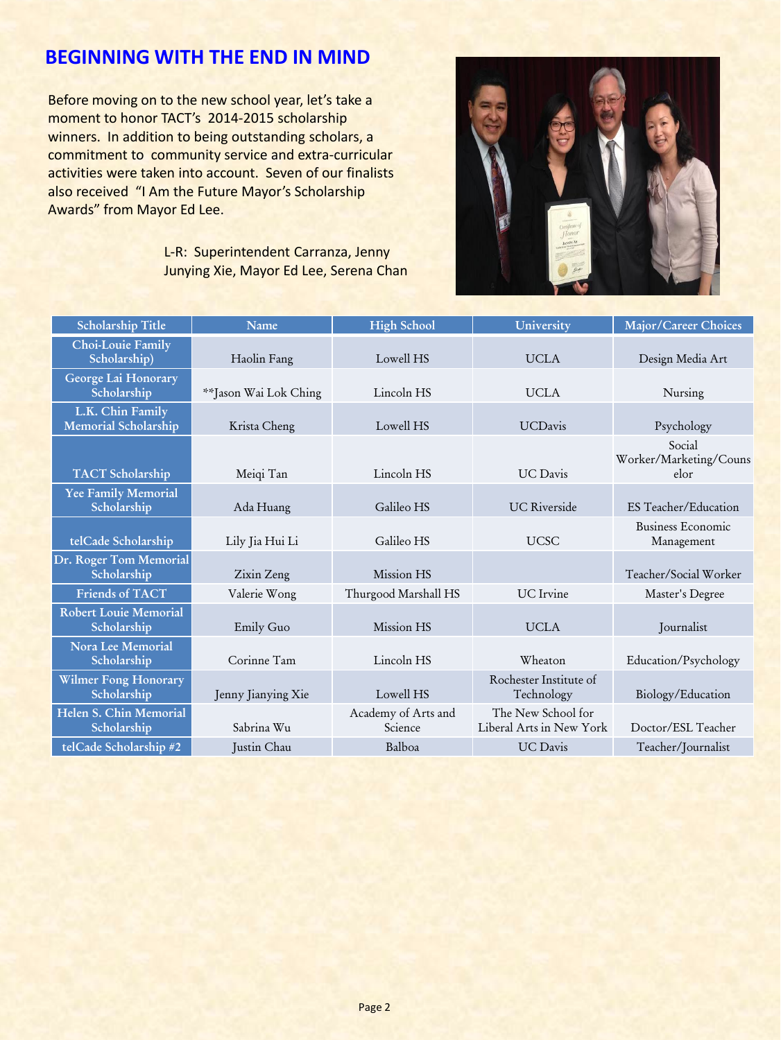## BEGINNING WITH THE END IN MIND

Before moving on to the new school year, let's take a moment to honor TACT's 2014-2015 scholarship winners. In addition to being outstanding scholars, a commitment to community service and extra-curricular activities were taken into account. Seven of our finalists also received "I Am the Future Mayor's Scholarship Awards" from Mayor Ed Lee.

L-R: Superintendent Carranza, Jenny Junying Xie, Mayor Ed Lee, Serena Chan

| Scholarship Title | Name | High School | University | Major/Career Choices |
|---|---|---|---|---|
| Choi-Louie Family Scholarship) | Haolin Fang | Lowell HS | UCLA | Design Media Art |
| George Lai Honorary Scholarship | **Jason Wai Lok Ching | Lincoln HS | UCLA | Nursing |
| L.K. Chin Family Memorial Scholarship | Krista Cheng | Lowell HS | UCDavis | Psychology |
| TACT Scholarship | Meiqi Tan | Lincoln HS | UC Davis | Social Worker/Marketing/Counselor |
| Yee Family Memorial Scholarship | Ada Huang | Galileo HS | UC Riverside | ES Teacher/Education |
| telCade Scholarship | Lily Jia Hui Li | Galileo HS | UCSC | Business Economic Management |
| Dr. Roger Tom Memorial Scholarship | Zixin Zeng | Mission HS | | Teacher/Social Worker |
| Friends of TACT | Valerie Wong | Thurgood Marshall HS | UC Irvine | Master's Degree |
| Robert Louie Memorial Scholarship | Emily Guo | Mission HS | UCLA | Journalist |
| Nora Lee Memorial Scholarship | Corinne Tam | Lincoln HS | Wheaton | Education/Psychology |
| Wilmer Fong Honorary Scholarship | Jenny Jianying Xie | Lowell HS | Rochester Institute of Technology | Biology/Education |
| Helen S. Chin Memorial Scholarship | Sabrina Wu | Academy of Arts and Science | The New School for Liberal Arts in New York | Doctor/ESL Teacher |
| telCade Scholarship #2 | Justin Chau | Balboa | UC Davis | Teacher/Journalist |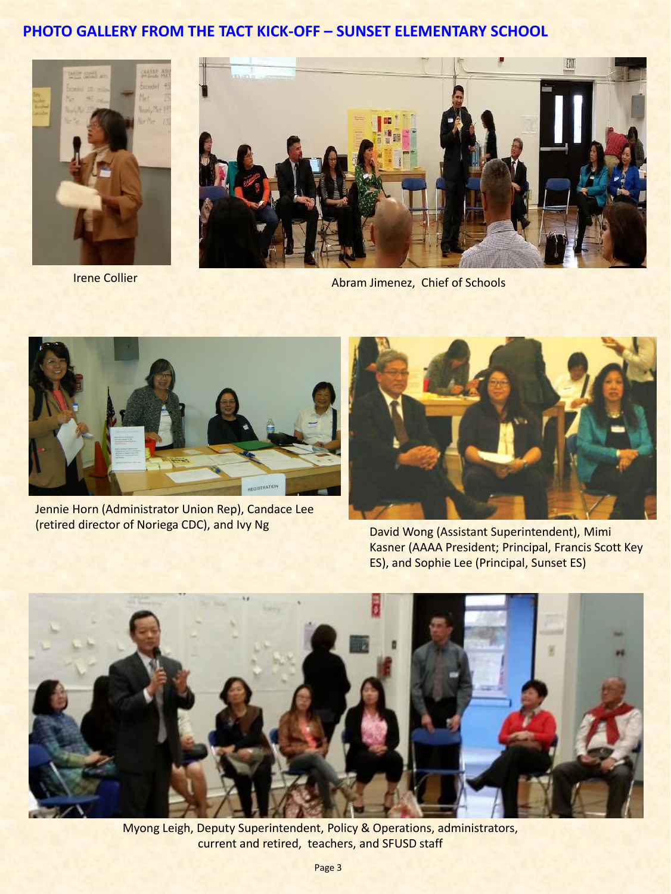## PHOTO GALLERY FROM THE TACT KICK-OFF – SUNSET ELEMENTARY SCHOOL

Irene Collier

Abram Jimenez, Chief of Schools

Jennie Horn (Administrator Union Rep), Candace Lee (retired director of Noriega CDC), and Ivy Ng

David Wong (Assistant Superintendent), Mimi Kasner (AAAA President; Principal, Francis Scott Key ES), and Sophie Lee (Principal, Sunset ES)

Myong Leigh, Deputy Superintendent, Policy & Operations, administrators, current and retired, teachers, and SFUSD staff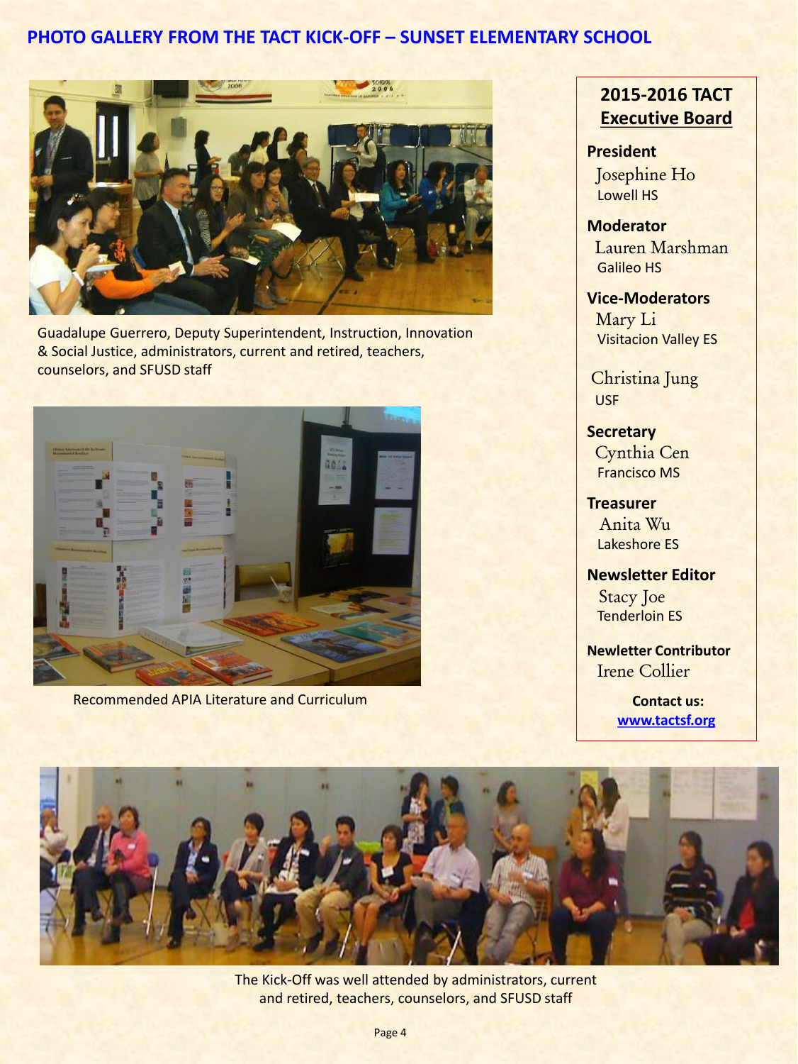## PHOTO GALLERY FROM THE TACT KICK-OFF – SUNSET ELEMENTARY SCHOOL

Guadalupe Guerrero, Deputy Superintendent, Instruction, Innovation & Social Justice, administrators, current and retired, teachers, counselors, and SFUSD staff

Recommended APIA Literature and Curriculum

### 2015-2016 TACT Executive Board

**President**
Josephine Ho
Lowell HS

**Moderator**
Lauren Marshman
Galileo HS

**Vice-Moderators**
Mary Li
Visitacion Valley ES

Christina Jung
USF

**Secretary**
Cynthia Cen
Francisco MS

**Treasurer**
Anita Wu
Lakeshore ES

**Newsletter Editor**
Stacy Joe
Tenderloin ES

**Newletter Contributor**
Irene Collier

**Contact us:**
[www.tactsf.org](http://www.tactsf.org)

The Kick-Off was well attended by administrators, current and retired, teachers, counselors, and SFUSD staff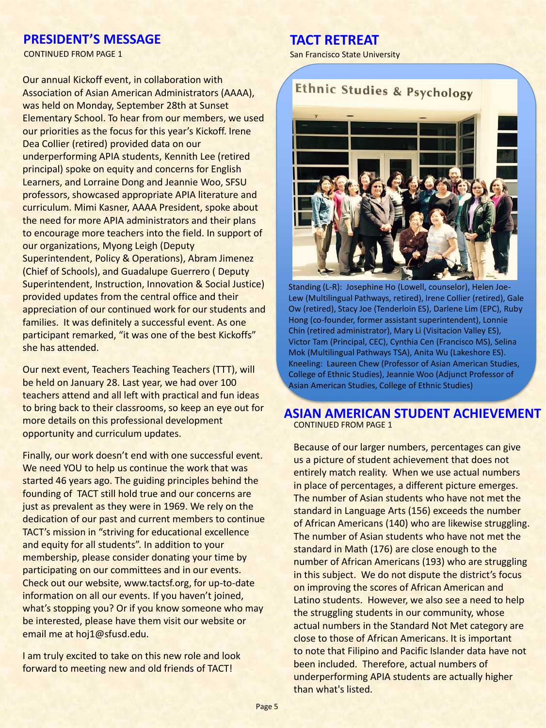## PRESIDENT'S MESSAGE

CONTINUED FROM PAGE 1

Our annual Kickoff event, in collaboration with Association of Asian American Administrators (AAAA), was held on Monday, September 28th at Sunset Elementary School. To hear from our members, we used our priorities as the focus for this year's Kickoff. Irene Dea Collier (retired) provided data on our underperforming APIA students, Kennith Lee (retired principal) spoke on equity and concerns for English Learners, and Lorraine Dong and Jeannie Woo, SFSU professors, showcased appropriate APIA literature and curriculum. Mimi Kasner, AAAA President, spoke about the need for more APIA administrators and their plans to encourage more teachers into the field. In support of our organizations, Myong Leigh (Deputy Superintendent, Policy & Operations), Abram Jimenez (Chief of Schools), and Guadalupe Guerrero ( Deputy Superintendent, Instruction, Innovation & Social Justice) provided updates from the central office and their appreciation of our continued work for our students and families. It was definitely a successful event. As one participant remarked, "it was one of the best Kickoffs" she has attended.

Our next event, Teachers Teaching Teachers (TTT), will be held on January 28. Last year, we had over 100 teachers attend and all left with practical and fun ideas to bring back to their classrooms, so keep an eye out for more details on this professional development opportunity and curriculum updates.

Finally, our work doesn't end with one successful event. We need YOU to help us continue the work that was started 46 years ago. The guiding principles behind the founding of TACT still hold true and our concerns are just as prevalent as they were in 1969. We rely on the dedication of our past and current members to continue TACT's mission in "striving for educational excellence and equity for all students". In addition to your membership, please consider donating your time by participating on our committees and in our events. Check out our website, www.tactsf.org, for up-to-date information on all our events. If you haven't joined, what's stopping you? Or if you know someone who may be interested, please have them visit our website or email me at hoj1@sfusd.edu.

I am truly excited to take on this new role and look forward to meeting new and old friends of TACT!

## TACT RETREAT

San Francisco State University

Standing (L-R): Josephine Ho (Lowell, counselor), Helen Joe-Lew (Multilingual Pathways, retired), Irene Collier (retired), Gale Ow (retired), Stacy Joe (Tenderloin ES), Darlene Lim (EPC), Ruby Hong (co-founder, former assistant superintendent), Lonnie Chin (retired administrator), Mary Li (Visitacion Valley ES), Victor Tam (Principal, CEC), Cynthia Cen (Francisco MS), Selina Mok (Multilingual Pathways TSA), Anita Wu (Lakeshore ES). Kneeling: Laureen Chew (Professor of Asian American Studies, College of Ethnic Studies), Jeannie Woo (Adjunct Professor of Asian American Studies, College of Ethnic Studies)

## ASIAN AMERICAN STUDENT ACHIEVEMENT

CONTINUED FROM PAGE 1

Because of our larger numbers, percentages can give us a picture of student achievement that does not entirely match reality. When we use actual numbers in place of percentages, a different picture emerges. The number of Asian students who have not met the standard in Language Arts (156) exceeds the number of African Americans (140) who are likewise struggling. The number of Asian students who have not met the standard in Math (176) are close enough to the number of African Americans (193) who are struggling in this subject. We do not dispute the district's focus on improving the scores of African American and Latino students. However, we also see a need to help the struggling students in our community, whose actual numbers in the Standard Not Met category are close to those of African Americans. It is important to note that Filipino and Pacific Islander data have not been included. Therefore, actual numbers of underperforming APIA students are actually higher than what's listed.